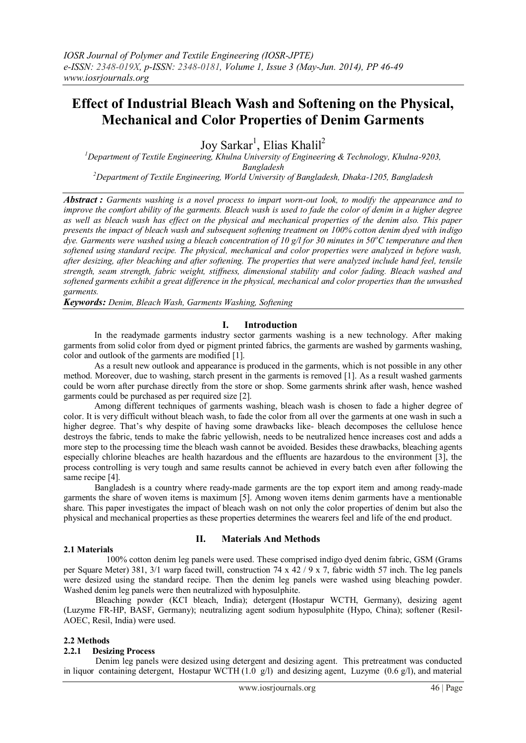# Effect of Industrial Bleach Wash and Softening on the Physical, Mechanical and Color Properties of Denim Garments

Joy Sarkar[1], Elias Khalil[2]

[1]Department of Textile Engineering, Khulna University of Engineering & Technology, Khulna-9203, Bangladesh

[2]Department of Textile Engineering, World University of Bangladesh, Dhaka-1205, Bangladesh

***Abstract :*** *Garments washing is a novel process to impart worn-out look, to modify the appearance and to improve the comfort ability of the garments. Bleach wash is used to fade the color of denim in a higher degree as well as bleach wash has effect on the physical and mechanical properties of the denim also. This paper presents the impact of bleach wash and subsequent softening treatment on 100% cotton denim dyed with indigo dye. Garments were washed using a bleach concentration of 10 g/l for 30 minutes in 50°C temperature and then softened using standard recipe. The physical, mechanical and color properties were analyzed in before wash, after desizing, after bleaching and after softening. The properties that were analyzed include hand feel, tensile strength, seam strength, fabric weight, stiffness, dimensional stability and color fading. Bleach washed and softened garments exhibit a great difference in the physical, mechanical and color properties than the unwashed garments.*

***Keywords:*** *Denim, Bleach Wash, Garments Washing, Softening*

## I. Introduction

In the readymade garments industry sector garments washing is a new technology. After making garments from solid color from dyed or pigment printed fabrics, the garments are washed by garments washing, color and outlook of the garments are modified [1].

As a result new outlook and appearance is produced in the garments, which is not possible in any other method. Moreover, due to washing, starch present in the garments is removed [1]. As a result washed garments could be worn after purchase directly from the store or shop. Some garments shrink after wash, hence washed garments could be purchased as per required size [2].

Among different techniques of garments washing, bleach wash is chosen to fade a higher degree of color. It is very difficult without bleach wash, to fade the color from all over the garments at one wash in such a higher degree. That's why despite of having some drawbacks like- bleach decomposes the cellulose hence destroys the fabric, tends to make the fabric yellowish, needs to be neutralized hence increases cost and adds a more step to the processing time the bleach wash cannot be avoided. Besides these drawbacks, bleaching agents especially chlorine bleaches are health hazardous and the effluents are hazardous to the environment [3], the process controlling is very tough and same results cannot be achieved in every batch even after following the same recipe [4].

Bangladesh is a country where ready-made garments are the top export item and among ready-made garments the share of woven items is maximum [5]. Among woven items denim garments have a mentionable share. This paper investigates the impact of bleach wash on not only the color properties of denim but also the physical and mechanical properties as these properties determines the wearers feel and life of the end product.

## II. Materials And Methods

### 2.1 Materials

100% cotton denim leg panels were used. These comprised indigo dyed denim fabric, GSM (Grams per Square Meter) 381, 3/1 warp faced twill, construction 74 x 42 / 9 x 7, fabric width 57 inch. The leg panels were desized using the standard recipe. Then the denim leg panels were washed using bleaching powder. Washed denim leg panels were then neutralized with hyposulphite.

Bleaching powder (KCI bleach, India); detergent (Hostapur WCTH, Germany), desizing agent (Luzyme FR-HP, BASF, Germany); neutralizing agent sodium hyposulphite (Hypo, China); softener (Resil-AOEC, Resil, India) were used.

### 2.2 Methods

#### 2.2.1 Desizing Process

Denim leg panels were desized using detergent and desizing agent. This pretreatment was conducted in liquor containing detergent, Hostapur WCTH (1.0 g/l) and desizing agent, Luzyme (0.6 g/l), and material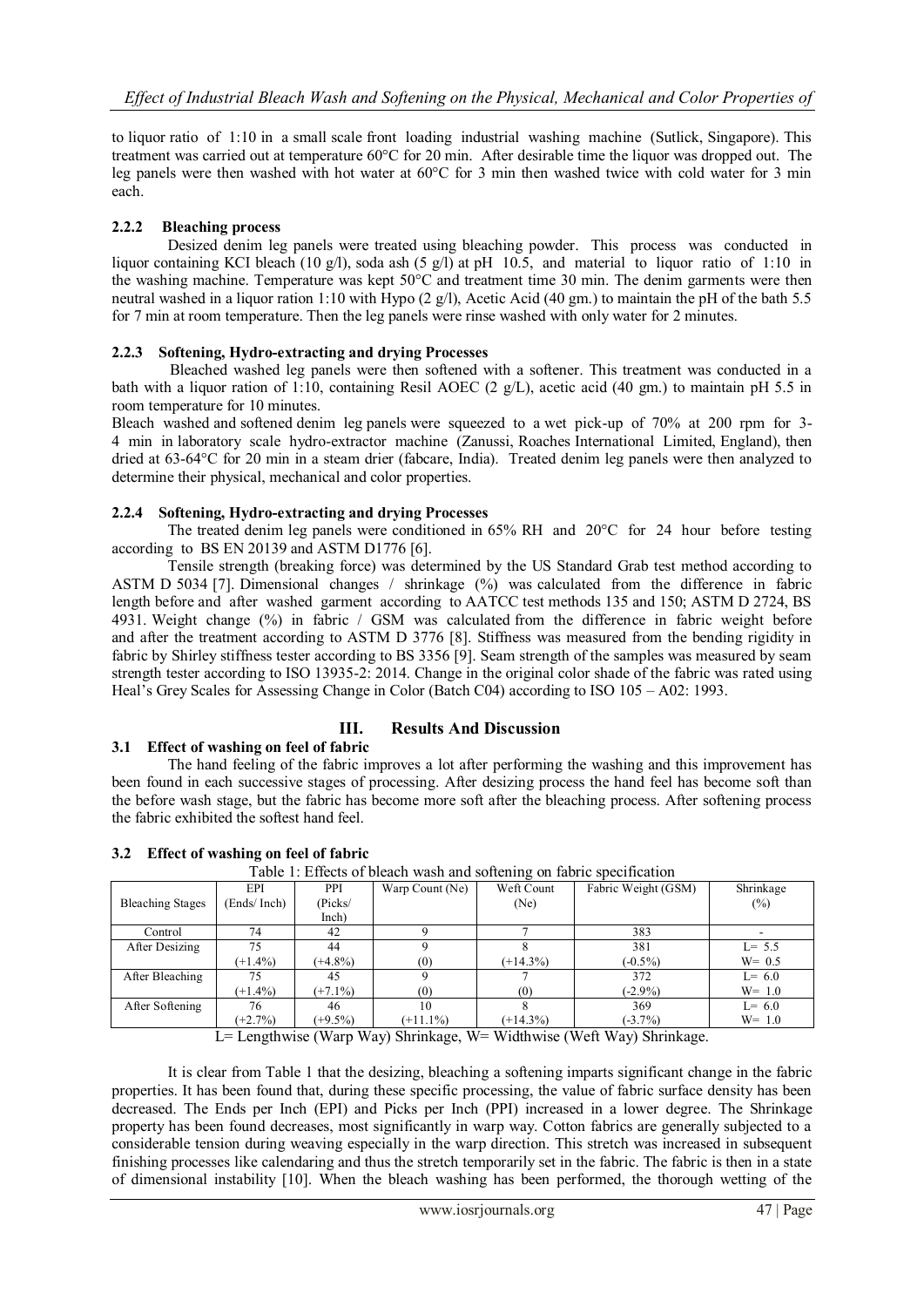to liquor ratio of 1:10 in a small scale front loading industrial washing machine (Sutlick, Singapore). This treatment was carried out at temperature 60°C for 20 min. After desirable time the liquor was dropped out. The leg panels were then washed with hot water at 60°C for 3 min then washed twice with cold water for 3 min each.

### 2.2.2 Bleaching process

Desized denim leg panels were treated using bleaching powder. This process was conducted in liquor containing KCI bleach (10 g/l), soda ash (5 g/l) at pH 10.5, and material to liquor ratio of 1:10 in the washing machine. Temperature was kept 50°C and treatment time 30 min. The denim garments were then neutral washed in a liquor ration 1:10 with Hypo (2 g/l), Acetic Acid (40 gm.) to maintain the pH of the bath 5.5 for 7 min at room temperature. Then the leg panels were rinse washed with only water for 2 minutes.

### 2.2.3 Softening, Hydro-extracting and drying Processes

Bleached washed leg panels were then softened with a softener. This treatment was conducted in a bath with a liquor ration of 1:10, containing Resil AOEC (2 g/L), acetic acid (40 gm.) to maintain pH 5.5 in room temperature for 10 minutes.

Bleach washed and softened denim leg panels were squeezed to a wet pick-up of 70% at 200 rpm for 3-4 min in laboratory scale hydro-extractor machine (Zanussi, Roaches International Limited, England), then dried at 63-64°C for 20 min in a steam drier (fabcare, India). Treated denim leg panels were then analyzed to determine their physical, mechanical and color properties.

### 2.2.4 Softening, Hydro-extracting and drying Processes

The treated denim leg panels were conditioned in 65% RH and 20°C for 24 hour before testing according to BS EN 20139 and ASTM D1776 [6].

Tensile strength (breaking force) was determined by the US Standard Grab test method according to ASTM D 5034 [7]. Dimensional changes / shrinkage (%) was calculated from the difference in fabric length before and after washed garment according to AATCC test methods 135 and 150; ASTM D 2724, BS 4931. Weight change (%) in fabric / GSM was calculated from the difference in fabric weight before and after the treatment according to ASTM D 3776 [8]. Stiffness was measured from the bending rigidity in fabric by Shirley stiffness tester according to BS 3356 [9]. Seam strength of the samples was measured by seam strength tester according to ISO 13935-2: 2014. Change in the original color shade of the fabric was rated using Heal's Grey Scales for Assessing Change in Color (Batch C04) according to ISO 105 – A02: 1993.

## III. Results And Discussion

### 3.1 Effect of washing on feel of fabric

The hand feeling of the fabric improves a lot after performing the washing and this improvement has been found in each successive stages of processing. After desizing process the hand feel has become soft than the before wash stage, but the fabric has become more soft after the bleaching process. After softening process the fabric exhibited the softest hand feel.

### 3.2 Effect of washing on feel of fabric

Table 1: Effects of bleach wash and softening on fabric specification

| Bleaching Stages | EPI (Ends/ Inch) | PPI (Picks/ Inch) | Warp Count (Ne) | Weft Count (Ne) | Fabric Weight (GSM) | Shrinkage (%) |
|---|---|---|---|---|---|---|
| Control | 74 | 42 | 9 | 7 | 383 | - |
| After Desizing | 75 (+1.4%) | 44 (+4.8%) | 9 (0) | 8 (+14.3%) | 381 (-0.5%) | L= 5.5 W= 0.5 |
| After Bleaching | 75 (+1.4%) | 45 (+7.1%) | 9 (0) | 7 (0) | 372 (-2.9%) | L= 6.0 W= 1.0 |
| After Softening | 76 (+2.7%) | 46 (+9.5%) | 10 (+11.1%) | 8 (+14.3%) | 369 (-3.7%) | L= 6.0 W= 1.0 |

L= Lengthwise (Warp Way) Shrinkage, W= Widthwise (Weft Way) Shrinkage.

It is clear from Table 1 that the desizing, bleaching a softening imparts significant change in the fabric properties. It has been found that, during these specific processing, the value of fabric surface density has been decreased. The Ends per Inch (EPI) and Picks per Inch (PPI) increased in a lower degree. The Shrinkage property has been found decreases, most significantly in warp way. Cotton fabrics are generally subjected to a considerable tension during weaving especially in the warp direction. This stretch was increased in subsequent finishing processes like calendaring and thus the stretch temporarily set in the fabric. The fabric is then in a state of dimensional instability [10]. When the bleach washing has been performed, the thorough wetting of the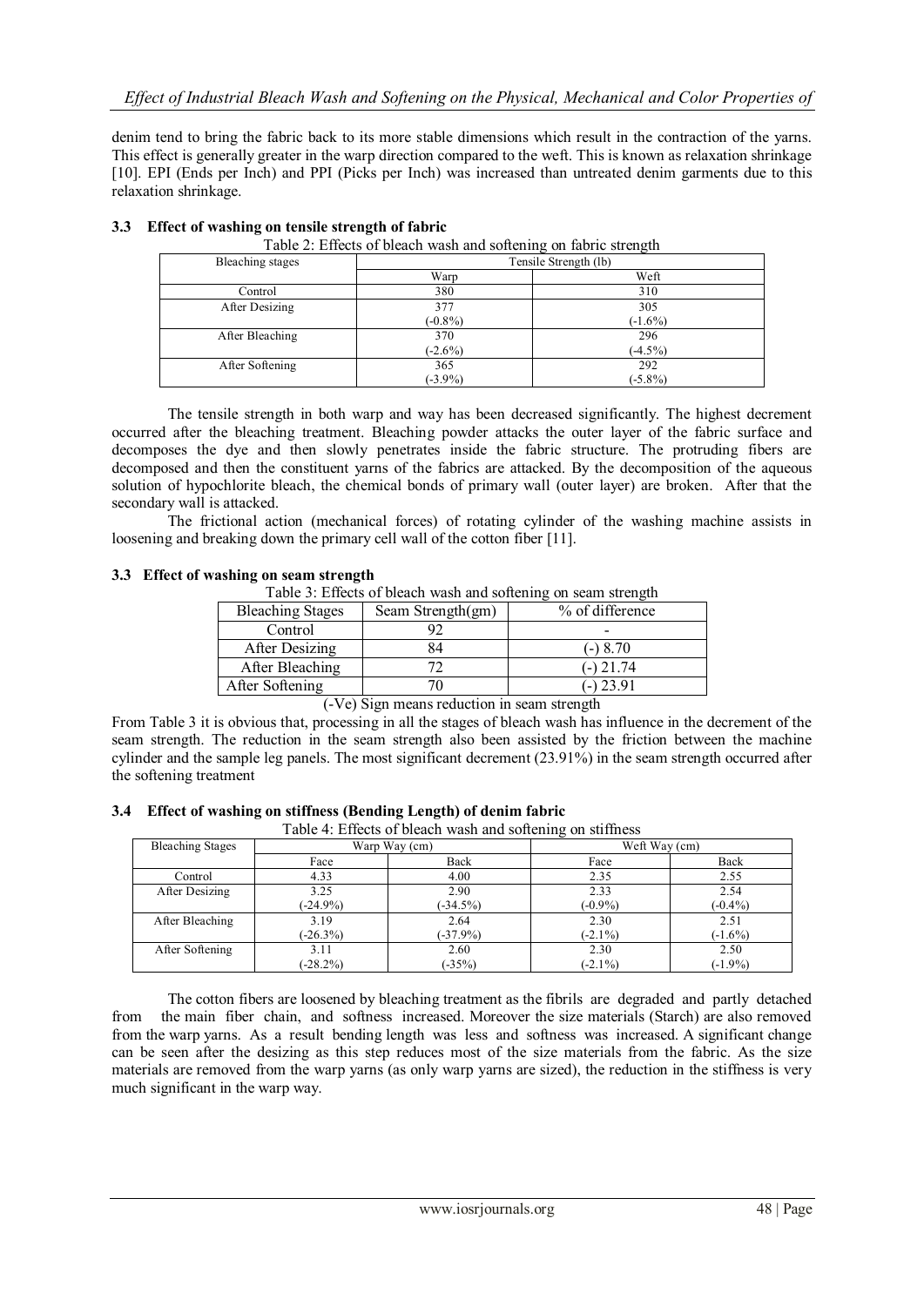denim tend to bring the fabric back to its more stable dimensions which result in the contraction of the yarns. This effect is generally greater in the warp direction compared to the weft. This is known as relaxation shrinkage [10]. EPI (Ends per Inch) and PPI (Picks per Inch) was increased than untreated denim garments due to this relaxation shrinkage.

### 3.3 Effect of washing on tensile strength of fabric

Table 2: Effects of bleach wash and softening on fabric strength

| Bleaching stages | Tensile Strength (lb) | |
|---|---|---|
| | Warp | Weft |
| Control | 380 | 310 |
| After Desizing | 377 (-0.8%) | 305 (-1.6%) |
| After Bleaching | 370 (-2.6%) | 296 (-4.5%) |
| After Softening | 365 (-3.9%) | 292 (-5.8%) |

The tensile strength in both warp and way has been decreased significantly. The highest decrement occurred after the bleaching treatment. Bleaching powder attacks the outer layer of the fabric surface and decomposes the dye and then slowly penetrates inside the fabric structure. The protruding fibers are decomposed and then the constituent yarns of the fabrics are attacked. By the decomposition of the aqueous solution of hypochlorite bleach, the chemical bonds of primary wall (outer layer) are broken. After that the secondary wall is attacked.

The frictional action (mechanical forces) of rotating cylinder of the washing machine assists in loosening and breaking down the primary cell wall of the cotton fiber [11].

### 3.3 Effect of washing on seam strength

Table 3: Effects of bleach wash and softening on seam strength

| Bleaching Stages | Seam Strength(gm) | % of difference |
|---|---|---|
| Control | 92 | - |
| After Desizing | 84 | (-) 8.70 |
| After Bleaching | 72 | (-) 21.74 |
| After Softening | 70 | (-) 23.91 |

(-Ve) Sign means reduction in seam strength

From Table 3 it is obvious that, processing in all the stages of bleach wash has influence in the decrement of the seam strength. The reduction in the seam strength also been assisted by the friction between the machine cylinder and the sample leg panels. The most significant decrement (23.91%) in the seam strength occurred after the softening treatment

### 3.4 Effect of washing on stiffness (Bending Length) of denim fabric

Table 4: Effects of bleach wash and softening on stiffness

| Bleaching Stages | Warp Way (cm) | | Weft Way (cm) | |
|---|---|---|---|---|
| | Face | Back | Face | Back |
| Control | 4.33 | 4.00 | 2.35 | 2.55 |
| After Desizing | 3.25 (-24.9%) | 2.90 (-34.5%) | 2.33 (-0.9%) | 2.54 (-0.4%) |
| After Bleaching | 3.19 (-26.3%) | 2.64 (-37.9%) | 2.30 (-2.1%) | 2.51 (-1.6%) |
| After Softening | 3.11 (-28.2%) | 2.60 (-35%) | 2.30 (-2.1%) | 2.50 (-1.9%) |

The cotton fibers are loosened by bleaching treatment as the fibrils are degraded and partly detached from the main fiber chain, and softness increased. Moreover the size materials (Starch) are also removed from the warp yarns. As a result bending length was less and softness was increased. A significant change can be seen after the desizing as this step reduces most of the size materials from the fabric. As the size materials are removed from the warp yarns (as only warp yarns are sized), the reduction in the stiffness is very much significant in the warp way.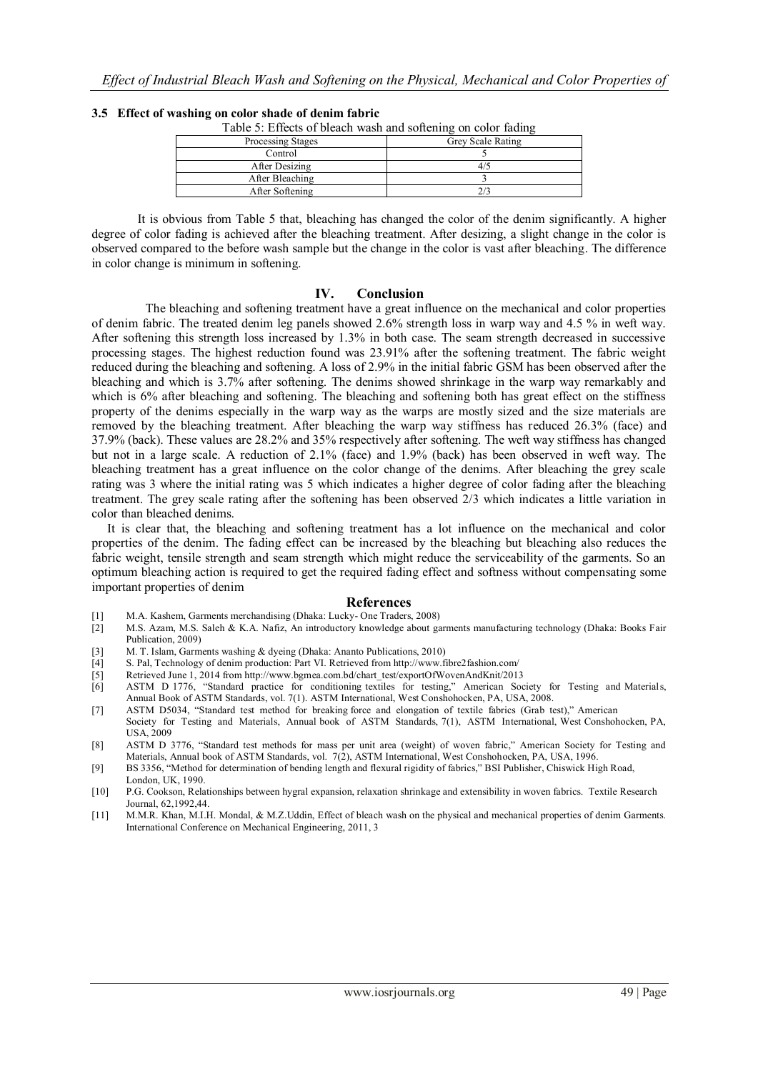### 3.5 Effect of washing on color shade of denim fabric

Table 5: Effects of bleach wash and softening on color fading

| Processing Stages | Grey Scale Rating |
|---|---|
| Control | 5 |
| After Desizing | 4/5 |
| After Bleaching | 3 |
| After Softening | 2/3 |

It is obvious from Table 5 that, bleaching has changed the color of the denim significantly. A higher degree of color fading is achieved after the bleaching treatment. After desizing, a slight change in the color is observed compared to the before wash sample but the change in the color is vast after bleaching. The difference in color change is minimum in softening.

## IV. Conclusion

The bleaching and softening treatment have a great influence on the mechanical and color properties of denim fabric. The treated denim leg panels showed 2.6% strength loss in warp way and 4.5 % in weft way. After softening this strength loss increased by 1.3% in both case. The seam strength decreased in successive processing stages. The highest reduction found was 23.91% after the softening treatment. The fabric weight reduced during the bleaching and softening. A loss of 2.9% in the initial fabric GSM has been observed after the bleaching and which is 3.7% after softening. The denims showed shrinkage in the warp way remarkably and which is 6% after bleaching and softening. The bleaching and softening both has great effect on the stiffness property of the denims especially in the warp way as the warps are mostly sized and the size materials are removed by the bleaching treatment. After bleaching the warp way stiffness has reduced 26.3% (face) and 37.9% (back). These values are 28.2% and 35% respectively after softening. The weft way stiffness has changed but not in a large scale. A reduction of 2.1% (face) and 1.9% (back) has been observed in weft way. The bleaching treatment has a great influence on the color change of the denims. After bleaching the grey scale rating was 3 where the initial rating was 5 which indicates a higher degree of color fading after the bleaching treatment. The grey scale rating after the softening has been observed 2/3 which indicates a little variation in color than bleached denims.

It is clear that, the bleaching and softening treatment has a lot influence on the mechanical and color properties of the denim. The fading effect can be increased by the bleaching but bleaching also reduces the fabric weight, tensile strength and seam strength which might reduce the serviceability of the garments. So an optimum bleaching action is required to get the required fading effect and softness without compensating some important properties of denim

## References

[1] M.A. Kashem, Garments merchandising (Dhaka: Lucky- One Traders, 2008)

[2] M.S. Azam, M.S. Saleh & K.A. Nafiz, An introductory knowledge about garments manufacturing technology (Dhaka: Books Fair Publication, 2009)

[3] M. T. Islam, Garments washing & dyeing (Dhaka: Ananto Publications, 2010)

[4] S. Pal, Technology of denim production: Part VI. Retrieved from http://www.fibre2fashion.com/

[5] Retrieved June 1, 2014 from http://www.bgmea.com.bd/chart_test/exportOfWovenAndKnit/2013

[6] ASTM D 1776, "Standard practice for conditioning textiles for testing," American Society for Testing and Materials, Annual Book of ASTM Standards, vol. 7(1). ASTM International, West Conshohocken, PA, USA, 2008.

[7] ASTM D5034, "Standard test method for breaking force and elongation of textile fabrics (Grab test)," American Society for Testing and Materials, Annual book of ASTM Standards, 7(1), ASTM International, West Conshohocken, PA, USA, 2009

[8] ASTM D 3776, "Standard test methods for mass per unit area (weight) of woven fabric," American Society for Testing and Materials, Annual book of ASTM Standards, vol. 7(2), ASTM International, West Conshohocken, PA, USA, 1996.

[9] BS 3356, "Method for determination of bending length and flexural rigidity of fabrics," BSI Publisher, Chiswick High Road, London, UK, 1990.

[10] P.G. Cookson, Relationships between hygral expansion, relaxation shrinkage and extensibility in woven fabrics. Textile Research Journal, 62,1992,44.

[11] M.M.R. Khan, M.I.H. Mondal, & M.Z.Uddin, Effect of bleach wash on the physical and mechanical properties of denim Garments. International Conference on Mechanical Engineering, 2011, 3